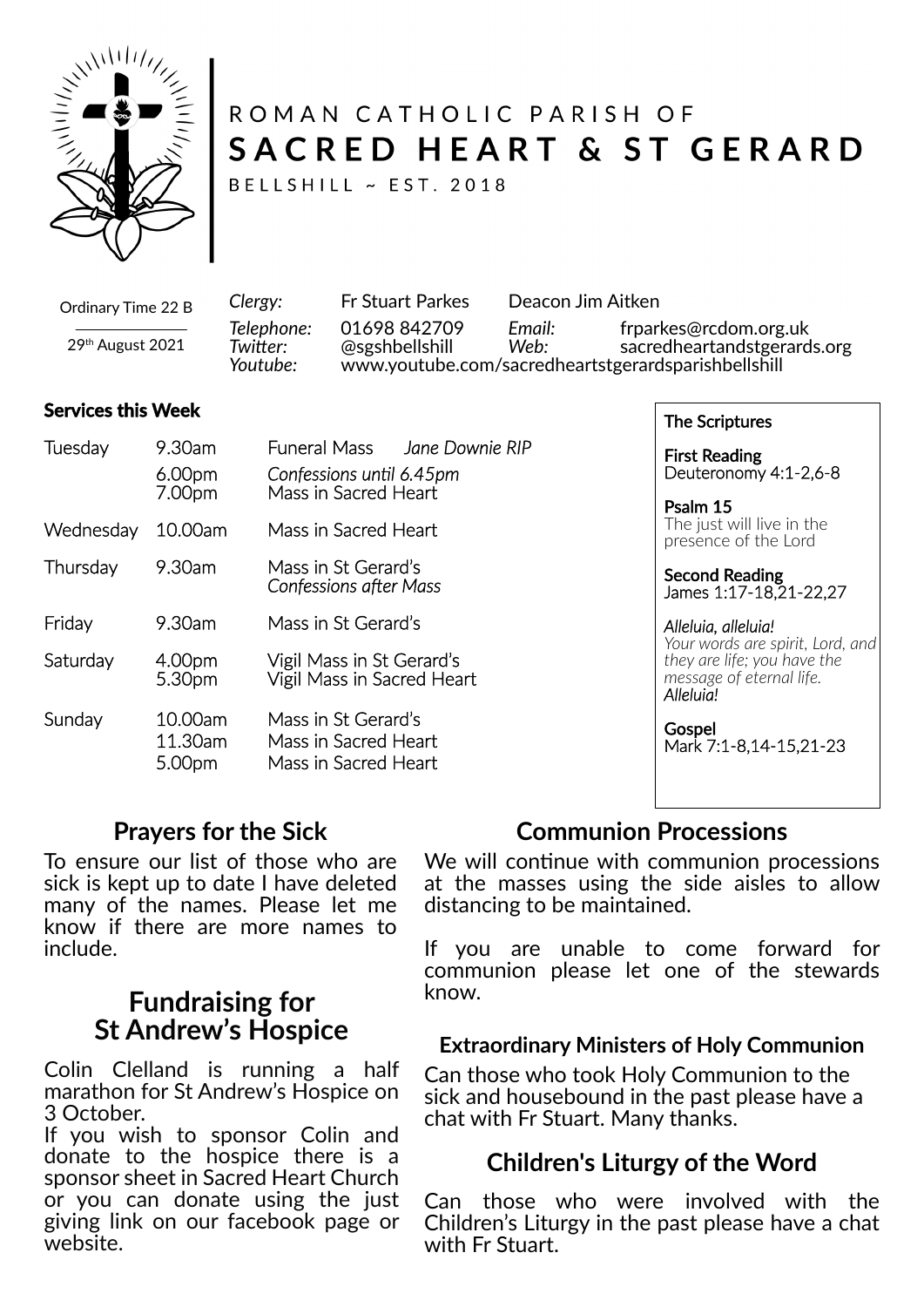ROMAN CATHOLIC PARISH OF

# SACRED HEART & ST GERARD

BELLSHILL ~ EST. 2018

Ordinary Time 22 B

29th August 2021

| | | | |
|---|---|---|---|
| *Clergy:* | Fr Stuart Parkes | Deacon Jim Aitken | |
| *Telephone:* | 01698 842709 | *Email:* | frparkes@rcdom.org.uk |
| *Twitter:* | @sgshbellshill | *Web:* | sacredheartandstgerards.org |
| *Youtube:* | www.youtube.com/sacredheartstgerardsparishbellshill | | |

## Services this Week

| | | |
|---|---|---|
| Tuesday | 9.30am | Funeral Mass *Jane Downie RIP* |
| | 6.00pm | *Confessions until 6.45pm* |
| | 7.00pm | Mass in Sacred Heart |
| Wednesday | 10.00am | Mass in Sacred Heart |
| Thursday | 9.30am | Mass in St Gerard's *Confessions after Mass* |
| Friday | 9.30am | Mass in St Gerard's |
| Saturday | 4.00pm | Vigil Mass in St Gerard's |
| | 5.30pm | Vigil Mass in Sacred Heart |
| Sunday | 10.00am | Mass in St Gerard's |
| | 11.30am | Mass in Sacred Heart |
| | 5.00pm | Mass in Sacred Heart |

### The Scriptures

**First Reading**
Deuteronomy 4:1-2,6-8

**Psalm 15**
The just will live in the presence of the Lord

**Second Reading**
James 1:17-18,21-22,27

*Alleluia, alleluia!*
*Your words are spirit, Lord, and they are life; you have the message of eternal life.*
*Alleluia!*

**Gospel**
Mark 7:1-8,14-15,21-23

## Prayers for the Sick

To ensure our list of those who are sick is kept up to date I have deleted many of the names. Please let me know if there are more names to include.

## Fundraising for St Andrew's Hospice

Colin Clelland is running a half marathon for St Andrew's Hospice on 3 October.
If you wish to sponsor Colin and donate to the hospice there is a sponsor sheet in Sacred Heart Church or you can donate using the just giving link on our facebook page or website.

## Communion Processions

We will continue with communion processions at the masses using the side aisles to allow distancing to be maintained.

If you are unable to come forward for communion please let one of the stewards know.

### Extraordinary Ministers of Holy Communion

Can those who took Holy Communion to the sick and housebound in the past please have a chat with Fr Stuart. Many thanks.

## Children's Liturgy of the Word

Can those who were involved with the Children's Liturgy in the past please have a chat with Fr Stuart.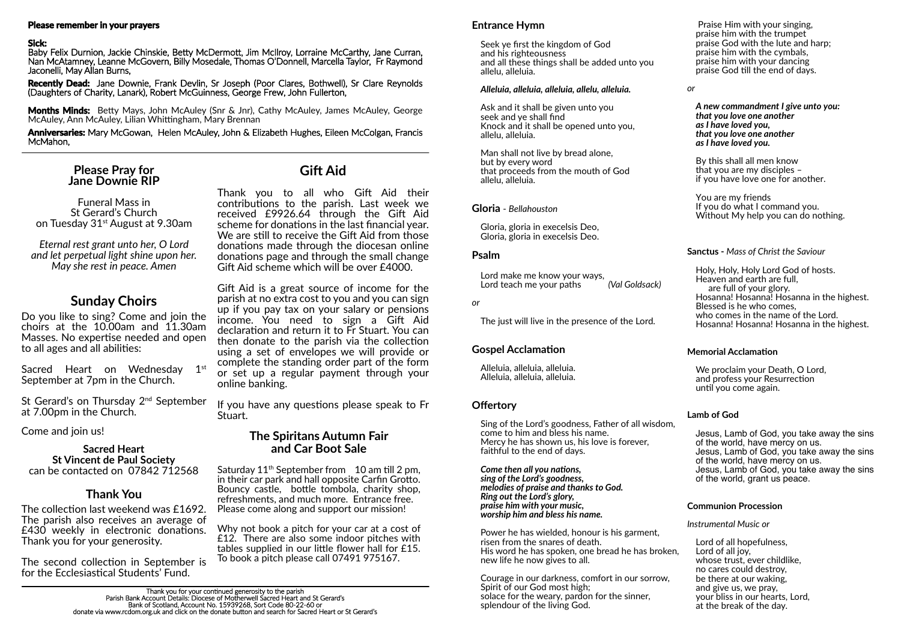**Please remember in your prayers**

**Sick:**
Baby Felix Durnion, Jackie Chinskie, Betty McDermott, Jim McIlroy, Lorraine McCarthy, Jane Curran, Nan McAtamney, Leanne McGovern, Billy Mosedale, Thomas O'Donnell, Marcella Taylor, Fr Raymond Jaconelli, May Allan Burns,

**Recently Dead:** Jane Downie, Frank Devlin, Sr Joseph (Poor Clares, Bothwell), Sr Clare Reynolds (Daughters of Charity, Lanark), Robert McGuinness, George Frew, John Fullerton,

**Months Minds:** Betty Mays, John McAuley (Snr & Jnr), Cathy McAuley, James McAuley, George McAuley, Ann McAuley, Lilian Whittingham, Mary Brennan

**Anniversaries:** Mary McGowan, Helen McAuley, John & Elizabeth Hughes, Eileen McColgan, Francis McMahon,

## Please Pray for Jane Downie RIP

Funeral Mass in St Gerard's Church on Tuesday 31st August at 9.30am

*Eternal rest grant unto her, O Lord and let perpetual light shine upon her. May she rest in peace. Amen*

## Sunday Choirs

Do you like to sing? Come and join the choirs at the 10.00am and 11.30am Masses. No expertise needed and open to all ages and all abilities:

Sacred Heart on Wednesday 1st September at 7pm in the Church.

St Gerard's on Thursday 2nd September at 7.00pm in the Church.

Come and join us!

**Sacred Heart St Vincent de Paul Society** can be contacted on 07842 712568

## Thank You

The collection last weekend was £1692. The parish also receives an average of £430 weekly in electronic donations. Thank you for your generosity.

The second collection in September is for the Ecclesiastical Students' Fund.

## Gift Aid

Thank you to all who Gift Aid their contributions to the parish. Last week we received £9926.64 through the Gift Aid scheme for donations in the last financial year. We are still to receive the Gift Aid from those donations made through the diocesan online donations page and through the small change Gift Aid scheme which will be over £4000.

Gift Aid is a great source of income for the parish at no extra cost to you and you can sign up if you pay tax on your salary or pensions income. You need to sign a Gift Aid declaration and return it to Fr Stuart. You can then donate to the parish via the collection using a set of envelopes we will provide or complete the standing order part of the form or set up a regular payment through your online banking.

If you have any questions please speak to Fr Stuart.

### The Spiritans Autumn Fair and Car Boot Sale

Saturday 11th September from 10 am till 2 pm, in their car park and hall opposite Carfin Grotto. Bouncy castle, bottle tombola, charity shop, refreshments, and much more. Entrance free. Please come along and support our mission!

Why not book a pitch for your car at a cost of £12. There are also some indoor pitches with tables supplied in our little flower hall for £15. To book a pitch please call 07491 975167.

Thank you for your continued generosity to the parish
Parish Bank Account Details: Diocese of Motherwell Sacred Heart and St Gerard's
Bank of Scotland, Account No. 15939268, Sort Code 80-22-60 or
donate via www.rcdom.org.uk and click on the donate button and search for Sacred Heart or St Gerard's

### Entrance Hymn

Seek ye first the kingdom of God
and his righteousness
and all these things shall be added unto you
allelu, alleluia.

*Alleluia, alleluia, alleluia, allelu, alleluia.*

Ask and it shall be given unto you
seek and ye shall find
Knock and it shall be opened unto you,
allelu, alleluia.

Man shall not live by bread alone,
but by every word
that proceeds from the mouth of God
allelu, alleluia.

### Gloria - *Bellahouston*

Gloria, gloria in execelsis Deo,
Gloria, gloria in execelsis Deo.

### Psalm

Lord make me know your ways,
Lord teach me your paths *(Val Goldsack)*

*or*

The just will live in the presence of the Lord.

### Gospel Acclamation

Alleluia, alleluia, alleluia.
Alleluia, alleluia, alleluia.

### Offertory

Sing of the Lord's goodness, Father of all wisdom,
come to him and bless his name.
Mercy he has shown us, his love is forever,
faithful to the end of days.

***Come then all you nations,***
***sing of the Lord's goodness,***
***melodies of praise and thanks to God.***
***Ring out the Lord's glory,***
***praise him with your music,***
***worship him and bless his name.***

Power he has wielded, honour is his garment,
risen from the snares of death.
His word he has spoken, one bread he has broken,
new life he now gives to all.

Courage in our darkness, comfort in our sorrow,
Spirit of our God most high;
solace for the weary, pardon for the sinner,
splendour of the living God.

Praise Him with your singing,
praise him with the trumpet
praise God with the lute and harp;
praise him with the cymbals,
praise him with your dancing
praise God till the end of days.

*or*

***A new commandment I give unto you:***
***that you love one another***
***as I have loved you,***
***that you love one another***
***as I have loved you.***

By this shall all men know
that you are my disciples –
if you have love one for another.

You are my friends
If you do what I command you.
Without My help you can do nothing.

### Sanctus - *Mass of Christ the Saviour*

Holy, Holy, Holy Lord God of hosts.
Heaven and earth are full,
are full of your glory.
Hosanna! Hosanna! Hosanna in the highest.
Blessed is he who comes,
who comes in the name of the Lord.
Hosanna! Hosanna! Hosanna in the highest.

### Memorial Acclamation

We proclaim your Death, O Lord,
and profess your Resurrection
until you come again.

### Lamb of God

Jesus, Lamb of God, you take away the sins
of the world, have mercy on us.
Jesus, Lamb of God, you take away the sins
of the world, have mercy on us.
Jesus, Lamb of God, you take away the sins
of the world, grant us peace.

### Communion Procession

*Instrumental Music or*

Lord of all hopefulness,
Lord of all joy,
whose trust, ever childlike,
no cares could destroy,
be there at our waking,
and give us, we pray,
your bliss in our hearts, Lord,
at the break of the day.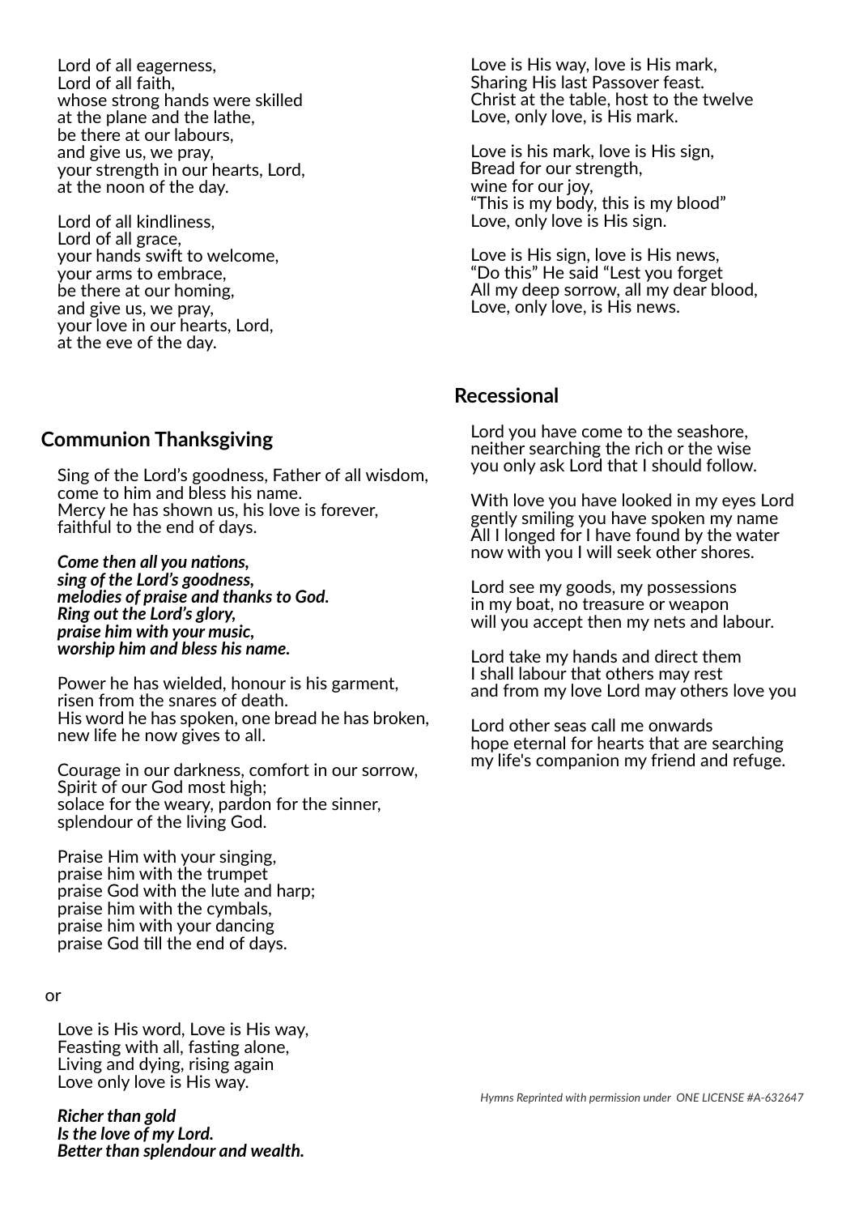Lord of all eagerness,
Lord of all faith,
whose strong hands were skilled
at the plane and the lathe,
be there at our labours,
and give us, we pray,
your strength in our hearts, Lord,
at the noon of the day.

Lord of all kindliness,
Lord of all grace,
your hands swift to welcome,
your arms to embrace,
be there at our homing,
and give us, we pray,
your love in our hearts, Lord,
at the eve of the day.

## Communion Thanksgiving

Sing of the Lord's goodness, Father of all wisdom,
come to him and bless his name.
Mercy he has shown us, his love is forever,
faithful to the end of days.

***Come then all you nations,***
***sing of the Lord's goodness,***
***melodies of praise and thanks to God.***
***Ring out the Lord's glory,***
***praise him with your music,***
***worship him and bless his name.***

Power he has wielded, honour is his garment,
risen from the snares of death.
His word he has spoken, one bread he has broken,
new life he now gives to all.

Courage in our darkness, comfort in our sorrow,
Spirit of our God most high;
solace for the weary, pardon for the sinner,
splendour of the living God.

Praise Him with your singing,
praise him with the trumpet
praise God with the lute and harp;
praise him with the cymbals,
praise him with your dancing
praise God till the end of days.

or

Love is His word, Love is His way,
Feasting with all, fasting alone,
Living and dying, rising again
Love only love is His way.

***Richer than gold***
***Is the love of my Lord.***
***Better than splendour and wealth.***

Love is His way, love is His mark,
Sharing His last Passover feast.
Christ at the table, host to the twelve
Love, only love, is His mark.

Love is his mark, love is His sign,
Bread for our strength,
wine for our joy,
"This is my body, this is my blood"
Love, only love is His sign.

Love is His sign, love is His news,
"Do this" He said "Lest you forget
All my deep sorrow, all my dear blood,
Love, only love, is His news.

## Recessional

Lord you have come to the seashore,
neither searching the rich or the wise
you only ask Lord that I should follow.

With love you have looked in my eyes Lord
gently smiling you have spoken my name
All I longed for I have found by the water
now with you I will seek other shores.

Lord see my goods, my possessions
in my boat, no treasure or weapon
will you accept then my nets and labour.

Lord take my hands and direct them
I shall labour that others may rest
and from my love Lord may others love you

Lord other seas call me onwards
hope eternal for hearts that are searching
my life's companion my friend and refuge.

*Hymns Reprinted with permission under ONE LICENSE #A-632647*